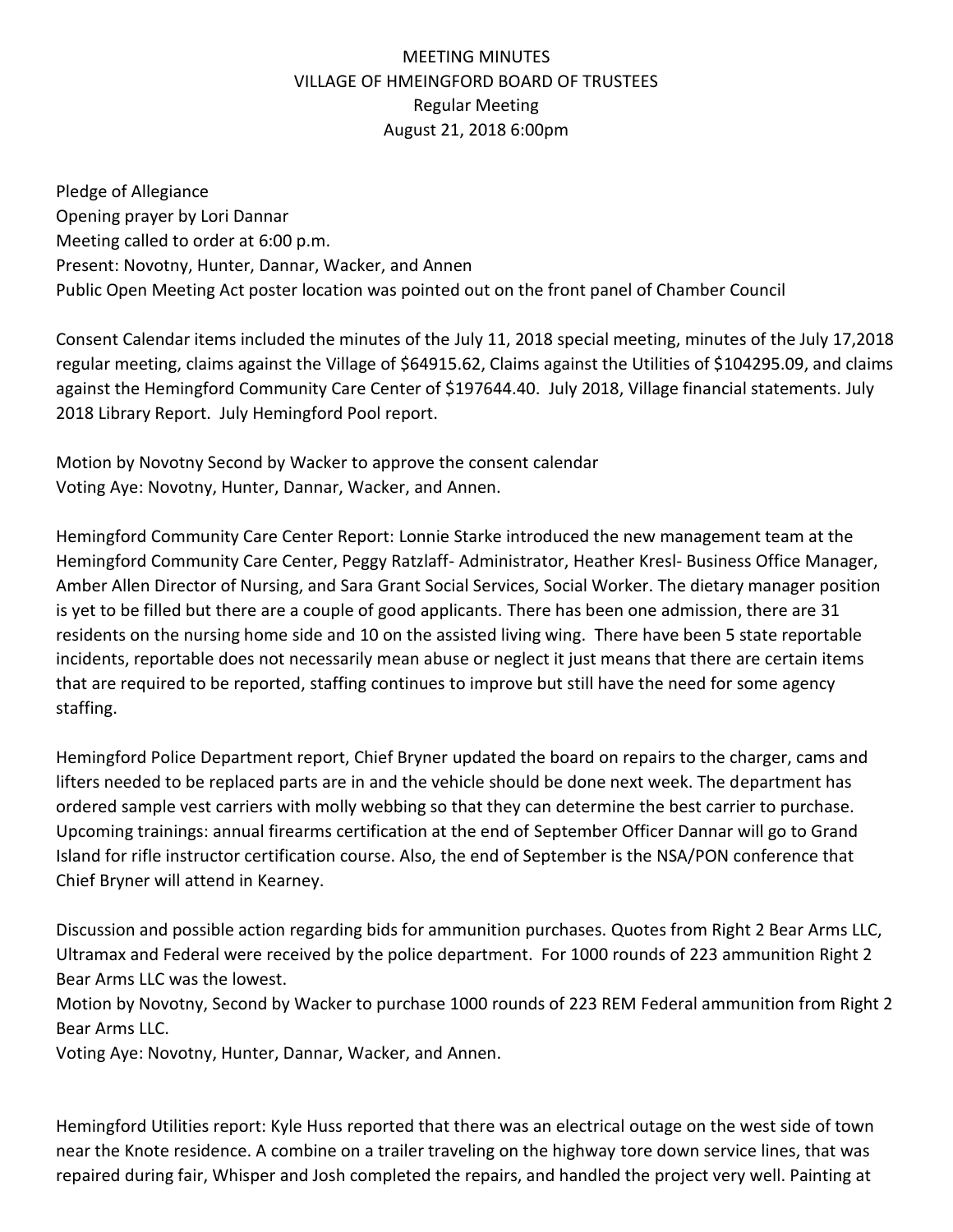# MEETING MINUTES
## VILLAGE OF HMEINGFORD BOARD OF TRUSTEES
### Regular Meeting
### August 21, 2018 6:00pm

Pledge of Allegiance
Opening prayer by Lori Dannar
Meeting called to order at 6:00 p.m.
Present: Novotny, Hunter, Dannar, Wacker, and Annen
Public Open Meeting Act poster location was pointed out on the front panel of Chamber Council

Consent Calendar items included the minutes of the July 11, 2018 special meeting, minutes of the July 17,2018 regular meeting, claims against the Village of $64915.62, Claims against the Utilities of $104295.09, and claims against the Hemingford Community Care Center of $197644.40. July 2018, Village financial statements. July 2018 Library Report. July Hemingford Pool report.

Motion by Novotny Second by Wacker to approve the consent calendar
Voting Aye: Novotny, Hunter, Dannar, Wacker, and Annen.

Hemingford Community Care Center Report: Lonnie Starke introduced the new management team at the Hemingford Community Care Center, Peggy Ratzlaff- Administrator, Heather Kresl- Business Office Manager, Amber Allen Director of Nursing, and Sara Grant Social Services, Social Worker. The dietary manager position is yet to be filled but there are a couple of good applicants. There has been one admission, there are 31 residents on the nursing home side and 10 on the assisted living wing. There have been 5 state reportable incidents, reportable does not necessarily mean abuse or neglect it just means that there are certain items that are required to be reported, staffing continues to improve but still have the need for some agency staffing.

Hemingford Police Department report, Chief Bryner updated the board on repairs to the charger, cams and lifters needed to be replaced parts are in and the vehicle should be done next week. The department has ordered sample vest carriers with molly webbing so that they can determine the best carrier to purchase. Upcoming trainings: annual firearms certification at the end of September Officer Dannar will go to Grand Island for rifle instructor certification course. Also, the end of September is the NSA/PON conference that Chief Bryner will attend in Kearney.

Discussion and possible action regarding bids for ammunition purchases. Quotes from Right 2 Bear Arms LLC, Ultramax and Federal were received by the police department. For 1000 rounds of 223 ammunition Right 2 Bear Arms LLC was the lowest.
Motion by Novotny, Second by Wacker to purchase 1000 rounds of 223 REM Federal ammunition from Right 2 Bear Arms LLC.
Voting Aye: Novotny, Hunter, Dannar, Wacker, and Annen.

Hemingford Utilities report: Kyle Huss reported that there was an electrical outage on the west side of town near the Knote residence. A combine on a trailer traveling on the highway tore down service lines, that was repaired during fair, Whisper and Josh completed the repairs, and handled the project very well. Painting at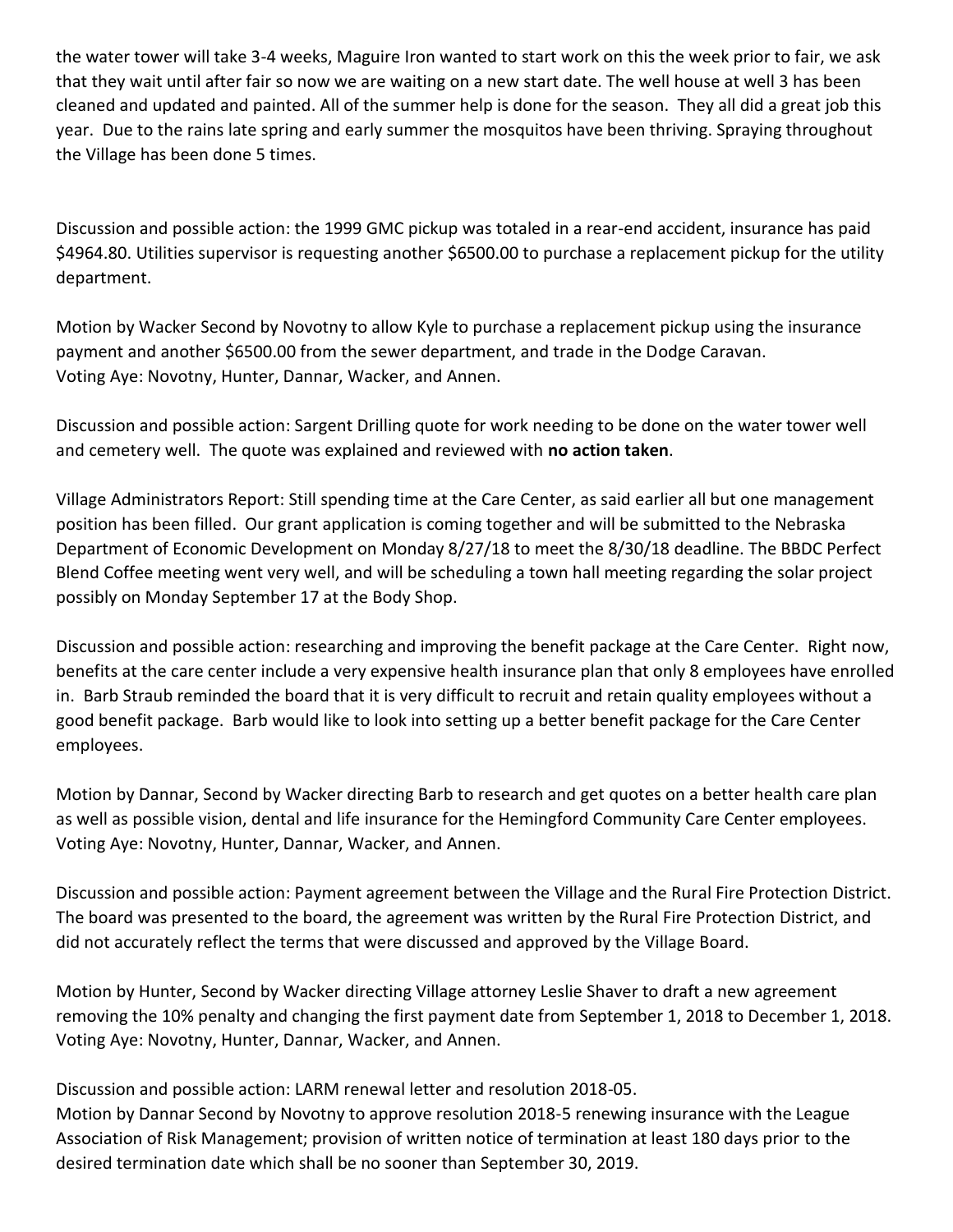the water tower will take 3-4 weeks, Maguire Iron wanted to start work on this the week prior to fair, we ask that they wait until after fair so now we are waiting on a new start date. The well house at well 3 has been cleaned and updated and painted. All of the summer help is done for the season. They all did a great job this year. Due to the rains late spring and early summer the mosquitos have been thriving. Spraying throughout the Village has been done 5 times.

Discussion and possible action: the 1999 GMC pickup was totaled in a rear-end accident, insurance has paid $4964.80. Utilities supervisor is requesting another $6500.00 to purchase a replacement pickup for the utility department.

Motion by Wacker Second by Novotny to allow Kyle to purchase a replacement pickup using the insurance payment and another $6500.00 from the sewer department, and trade in the Dodge Caravan.
Voting Aye: Novotny, Hunter, Dannar, Wacker, and Annen.

Discussion and possible action: Sargent Drilling quote for work needing to be done on the water tower well and cemetery well. The quote was explained and reviewed with **no action taken**.

Village Administrators Report: Still spending time at the Care Center, as said earlier all but one management position has been filled. Our grant application is coming together and will be submitted to the Nebraska Department of Economic Development on Monday 8/27/18 to meet the 8/30/18 deadline. The BBDC Perfect Blend Coffee meeting went very well, and will be scheduling a town hall meeting regarding the solar project possibly on Monday September 17 at the Body Shop.

Discussion and possible action: researching and improving the benefit package at the Care Center. Right now, benefits at the care center include a very expensive health insurance plan that only 8 employees have enrolled in. Barb Straub reminded the board that it is very difficult to recruit and retain quality employees without a good benefit package. Barb would like to look into setting up a better benefit package for the Care Center employees.

Motion by Dannar, Second by Wacker directing Barb to research and get quotes on a better health care plan as well as possible vision, dental and life insurance for the Hemingford Community Care Center employees.
Voting Aye: Novotny, Hunter, Dannar, Wacker, and Annen.

Discussion and possible action: Payment agreement between the Village and the Rural Fire Protection District. The board was presented to the board, the agreement was written by the Rural Fire Protection District, and did not accurately reflect the terms that were discussed and approved by the Village Board.

Motion by Hunter, Second by Wacker directing Village attorney Leslie Shaver to draft a new agreement removing the 10% penalty and changing the first payment date from September 1, 2018 to December 1, 2018.
Voting Aye: Novotny, Hunter, Dannar, Wacker, and Annen.

Discussion and possible action: LARM renewal letter and resolution 2018-05.
Motion by Dannar Second by Novotny to approve resolution 2018-5 renewing insurance with the League Association of Risk Management; provision of written notice of termination at least 180 days prior to the desired termination date which shall be no sooner than September 30, 2019.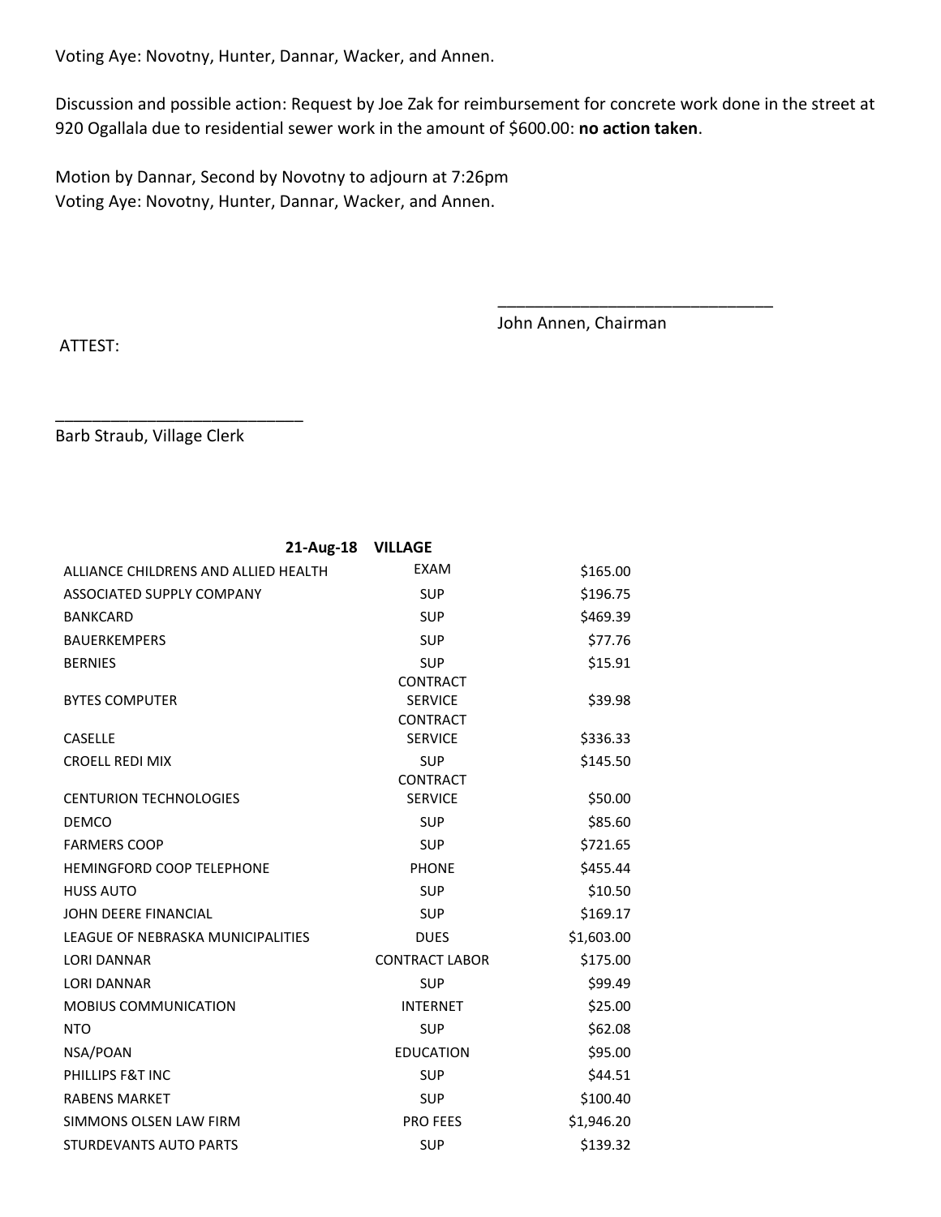Voting Aye: Novotny, Hunter, Dannar, Wacker, and Annen.

Discussion and possible action: Request by Joe Zak for reimbursement for concrete work done in the street at 920 Ogallala due to residential sewer work in the amount of $600.00: **no action taken**.

Motion by Dannar, Second by Novotny to adjourn at 7:26pm
Voting Aye: Novotny, Hunter, Dannar, Wacker, and Annen.

______________________________
John Annen, Chairman

ATTEST:

____________________________
Barb Straub, Village Clerk

| **21-Aug-18** | **VILLAGE** | |
|---|---|---|
| ALLIANCE CHILDRENS AND ALLIED HEALTH | EXAM | $165.00 |
| ASSOCIATED SUPPLY COMPANY | SUP | $196.75 |
| BANKCARD | SUP | $469.39 |
| BAUERKEMPERS | SUP | $77.76 |
| BERNIES | SUP | $15.91 |
| BYTES COMPUTER | CONTRACT SERVICE | $39.98 |
| CASELLE | CONTRACT SERVICE | $336.33 |
| CROELL REDI MIX | SUP | $145.50 |
| CENTURION TECHNOLOGIES | CONTRACT SERVICE | $50.00 |
| DEMCO | SUP | $85.60 |
| FARMERS COOP | SUP | $721.65 |
| HEMINGFORD COOP TELEPHONE | PHONE | $455.44 |
| HUSS AUTO | SUP | $10.50 |
| JOHN DEERE FINANCIAL | SUP | $169.17 |
| LEAGUE OF NEBRASKA MUNICIPALITIES | DUES | $1,603.00 |
| LORI DANNAR | CONTRACT LABOR | $175.00 |
| LORI DANNAR | SUP | $99.49 |
| MOBIUS COMMUNICATION | INTERNET | $25.00 |
| NTO | SUP | $62.08 |
| NSA/POAN | EDUCATION | $95.00 |
| PHILLIPS F&T INC | SUP | $44.51 |
| RABENS MARKET | SUP | $100.40 |
| SIMMONS OLSEN LAW FIRM | PRO FEES | $1,946.20 |
| STURDEVANTS AUTO PARTS | SUP | $139.32 |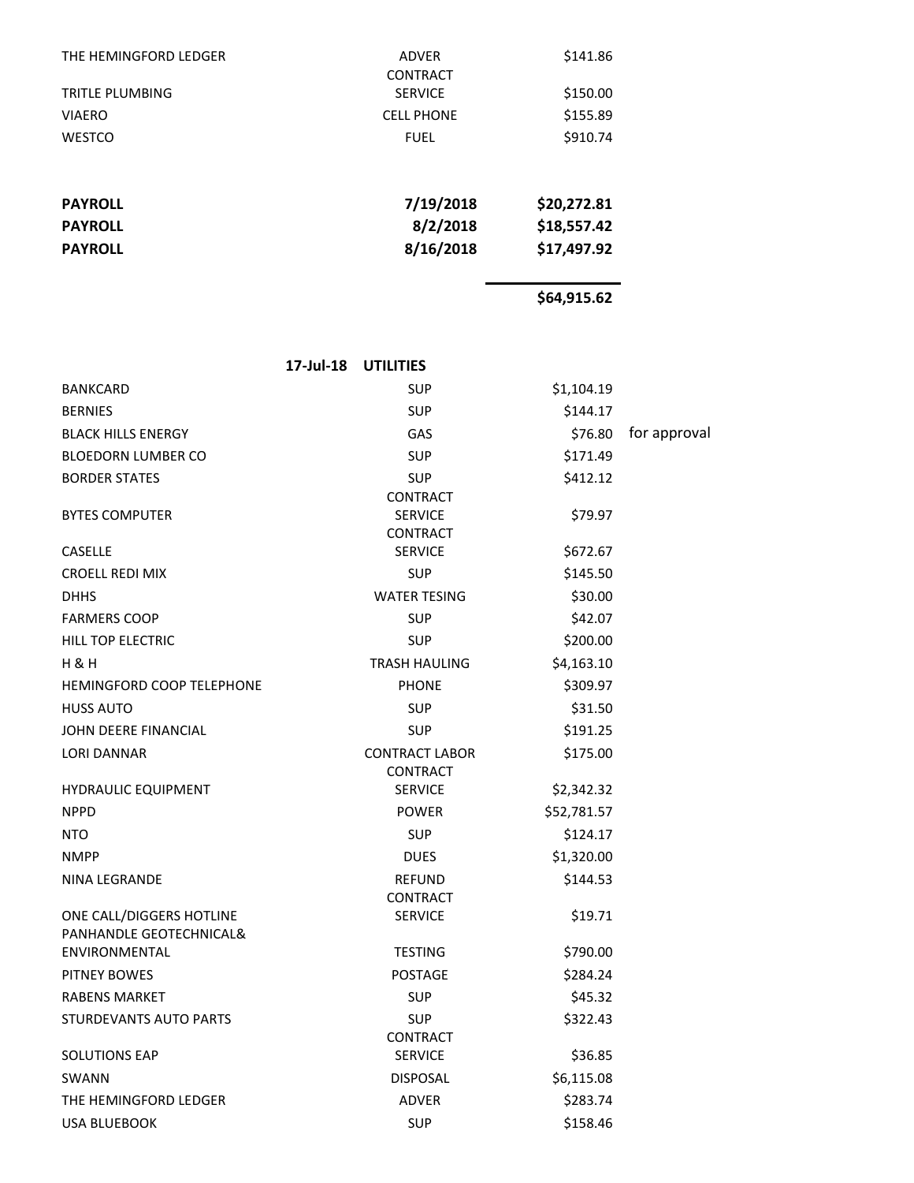| | | | |
|---|---|---|---|
| THE HEMINGFORD LEDGER | ADVER | $141.86 | |
| TRITLE PLUMBING | CONTRACT SERVICE | $150.00 | |
| VIAERO | CELL PHONE | $155.89 | |
| WESTCO | FUEL | $910.74 | |
| | | | |
| **PAYROLL** | **7/19/2018** | **$20,272.81** | |
| **PAYROLL** | **8/2/2018** | **$18,557.42** | |
| **PAYROLL** | **8/16/2018** | **$17,497.92** | |
| | | **$64,915.62** | |

**17-Jul-18 UTILITIES**

| | | | |
|---|---|---|---|
| BANKCARD | SUP | $1,104.19 | |
| BERNIES | SUP | $144.17 | |
| BLACK HILLS ENERGY | GAS | $76.80 | for approval |
| BLOEDORN LUMBER CO | SUP | $171.49 | |
| BORDER STATES | SUP | $412.12 | |
| BYTES COMPUTER | CONTRACT SERVICE | $79.97 | |
| CASELLE | CONTRACT SERVICE | $672.67 | |
| CROELL REDI MIX | SUP | $145.50 | |
| DHHS | WATER TESING | $30.00 | |
| FARMERS COOP | SUP | $42.07 | |
| HILL TOP ELECTRIC | SUP | $200.00 | |
| H & H | TRASH HAULING | $4,163.10 | |
| HEMINGFORD COOP TELEPHONE | PHONE | $309.97 | |
| HUSS AUTO | SUP | $31.50 | |
| JOHN DEERE FINANCIAL | SUP | $191.25 | |
| LORI DANNAR | CONTRACT LABOR | $175.00 | |
| HYDRAULIC EQUIPMENT | CONTRACT SERVICE | $2,342.32 | |
| NPPD | POWER | $52,781.57 | |
| NTO | SUP | $124.17 | |
| NMPP | DUES | $1,320.00 | |
| NINA LEGRANDE | REFUND | $144.53 | |
| ONE CALL/DIGGERS HOTLINE | CONTRACT SERVICE | $19.71 | |
| PANHANDLE GEOTECHNICAL& ENVIRONMENTAL | TESTING | $790.00 | |
| PITNEY BOWES | POSTAGE | $284.24 | |
| RABENS MARKET | SUP | $45.32 | |
| STURDEVANTS AUTO PARTS | SUP | $322.43 | |
| SOLUTIONS EAP | CONTRACT SERVICE | $36.85 | |
| SWANN | DISPOSAL | $6,115.08 | |
| THE HEMINGFORD LEDGER | ADVER | $283.74 | |
| USA BLUEBOOK | SUP | $158.46 | |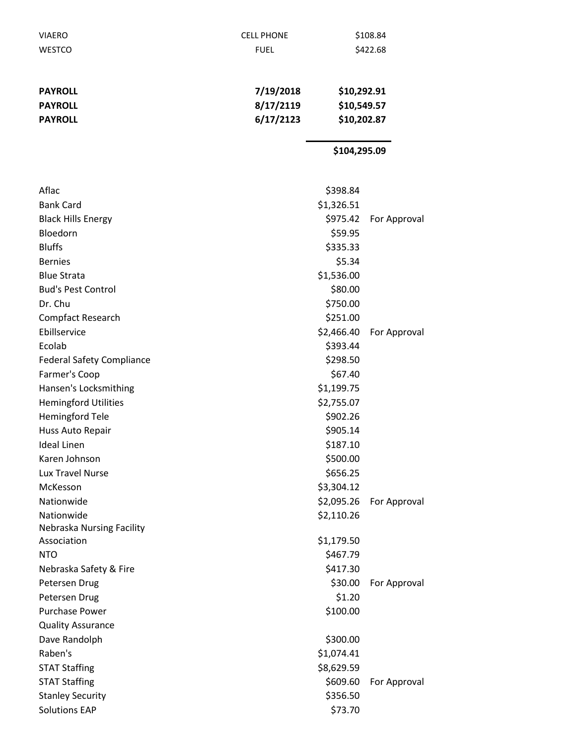| | | |
|---|---|---|
| VIAERO | CELL PHONE | $108.84 |
| WESTCO | FUEL | $422.68 |
| | | |
| **PAYROLL** | **7/19/2018** | **$10,292.91** |
| **PAYROLL** | **8/17/2119** | **$10,549.57** |
| **PAYROLL** | **6/17/2123** | **$10,202.87** |
| | | **$104,295.09** |

| | | |
|---|---|---|
| Aflac | $398.84 | |
| Bank Card | $1,326.51 | |
| Black Hills Energy | $975.42 | For Approval |
| Bloedorn | $59.95 | |
| Bluffs | $335.33 | |
| Bernies | $5.34 | |
| Blue Strata | $1,536.00 | |
| Bud's Pest Control | $80.00 | |
| Dr. Chu | $750.00 | |
| Compfact Research | $251.00 | |
| Ebillservice | $2,466.40 | For Approval |
| Ecolab | $393.44 | |
| Federal Safety Compliance | $298.50 | |
| Farmer's Coop | $67.40 | |
| Hansen's Locksmithing | $1,199.75 | |
| Hemingford Utilities | $2,755.07 | |
| Hemingford Tele | $902.26 | |
| Huss Auto Repair | $905.14 | |
| Ideal Linen | $187.10 | |
| Karen Johnson | $500.00 | |
| Lux Travel Nurse | $656.25 | |
| McKesson | $3,304.12 | |
| Nationwide | $2,095.26 | For Approval |
| Nationwide | $2,110.26 | |
| Nebraska Nursing Facility Association | $1,179.50 | |
| NTO | $467.79 | |
| Nebraska Safety & Fire | $417.30 | |
| Petersen Drug | $30.00 | For Approval |
| Petersen Drug | $1.20 | |
| Purchase Power | $100.00 | |
| Quality Assurance | | |
| Dave Randolph | $300.00 | |
| Raben's | $1,074.41 | |
| STAT Staffing | $8,629.59 | |
| STAT Staffing | $609.60 | For Approval |
| Stanley Security | $356.50 | |
| Solutions EAP | $73.70 | |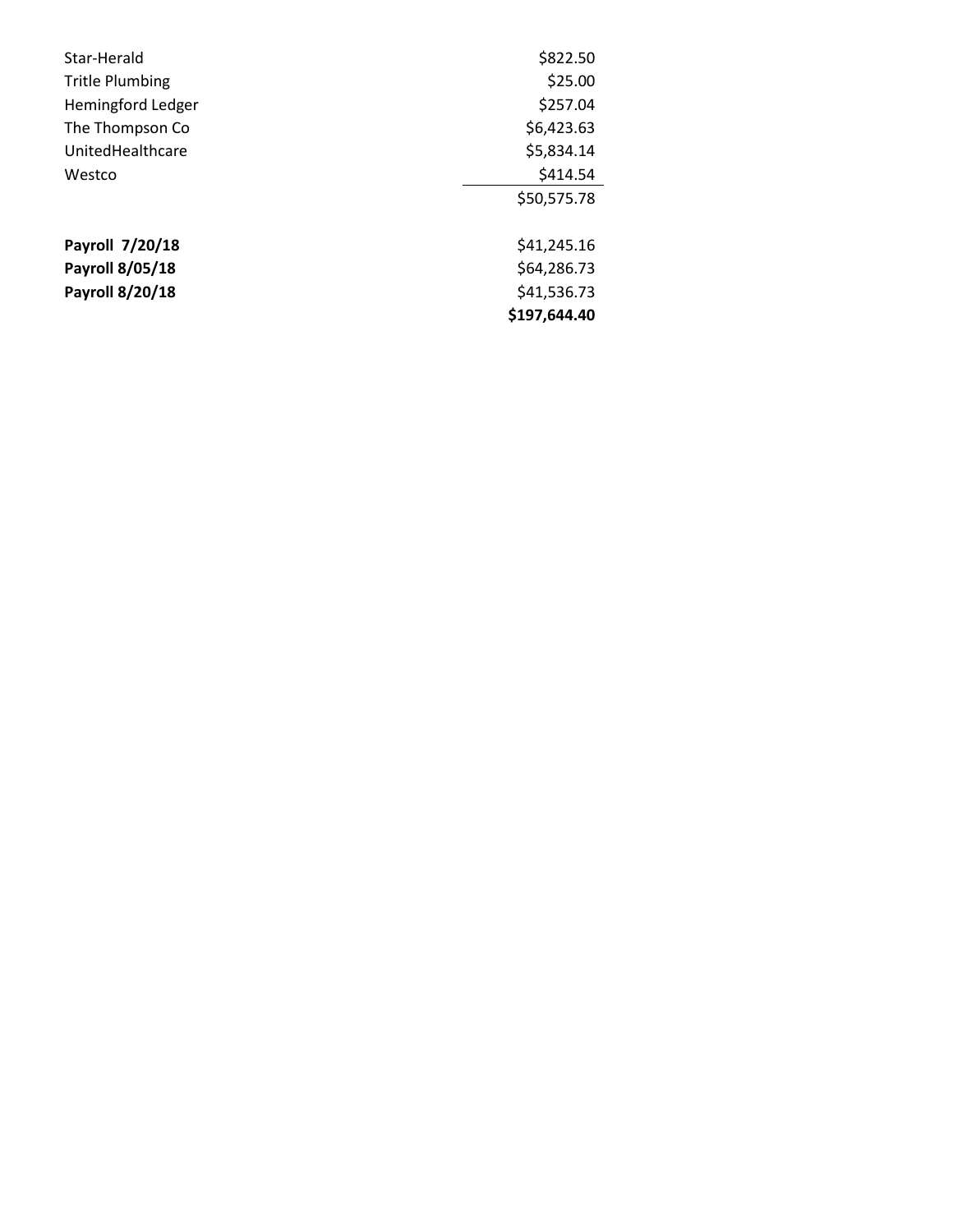| | |
|---|---|
| Star-Herald | $822.50 |
| Tritle Plumbing | $25.00 |
| Hemingford Ledger | $257.04 |
| The Thompson Co | $6,423.63 |
| UnitedHealthcare | $5,834.14 |
| Westco | $414.54 |
| | $50,575.78 |
| | |
| **Payroll 7/20/18** | $41,245.16 |
| **Payroll 8/05/18** | $64,286.73 |
| **Payroll 8/20/18** | $41,536.73 |
| | **$197,644.40** |